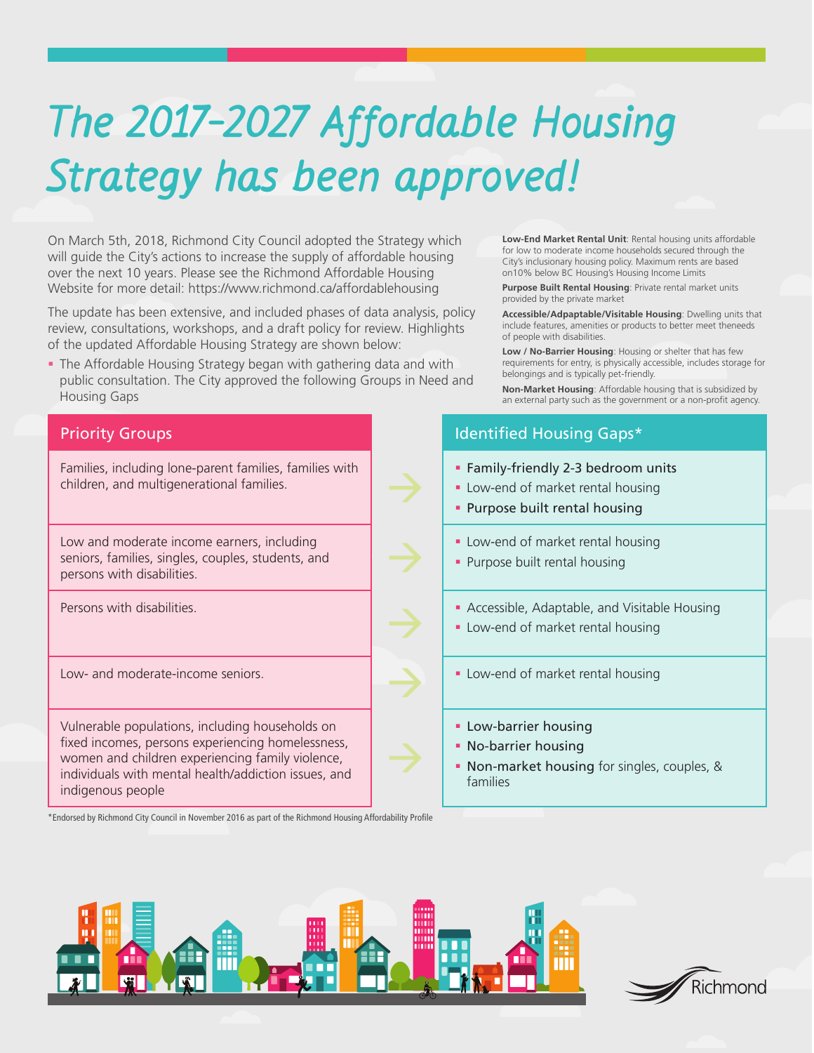# *The 2017-2027 Affordable Housing Strategy has been approved!*

On March 5th, 2018, Richmond City Council adopted the Strategy which will guide the City's actions to increase the supply of affordable housing over the next 10 years. Please see the Richmond Affordable Housing Website for more detail: https://www.richmond.ca/affordablehousing

The update has been extensive, and included phases of data analysis, policy review, consultations, workshops, and a draft policy for review. Highlights of the updated Affordable Housing Strategy are shown below:

- The Affordable Housing Strategy began with gathering data and with public consultation. The City approved the following Groups in Need and Housing Gaps

**Low-End Market Rental Unit**: Rental housing units affordable for low to moderate income households secured through the City's inclusionary housing policy. Maximum rents are based on10% below BC Housing's Housing Income Limits

**Purpose Built Rental Housing**: Private rental market units provided by the private market

**Accessible/Adaptable/Visitable Housing**: Dwelling units that include features, amenities or products to better meet theneeds of people with disabilities.

**Low / No-Barrier Housing**: Housing or shelter that has few requirements for entry, is physically accessible, includes storage for belongings and is typically pet-friendly.

**Non-Market Housing**: Affordable housing that is subsidized by an external party such as the government or a non-profit agency.

| Priority Groups | Identified Housing Gaps* |
|---|---|
| Families, including lone-parent families, families with children, and multigenerational families. | ▪ Family-friendly 2-3 bedroom units<br>▪ Low-end of market rental housing<br>▪ Purpose built rental housing |
| Low and moderate income earners, including seniors, families, singles, couples, students, and persons with disabilities. | ▪ Low-end of market rental housing<br>▪ Purpose built rental housing |
| Persons with disabilities. | ▪ Accessible, Adaptable, and Visitable Housing<br>▪ Low-end of market rental housing |
| Low- and moderate-income seniors. | ▪ Low-end of market rental housing |
| Vulnerable populations, including households on fixed incomes, persons experiencing homelessness, women and children experiencing family violence, individuals with mental health/addiction issues, and indigenous people | ▪ Low-barrier housing<br>▪ No-barrier housing<br>▪ Non-market housing for singles, couples, & families |

*Endorsed by Richmond City Council in November 2016 as part of the Richmond Housing Affordability Profile

Richmond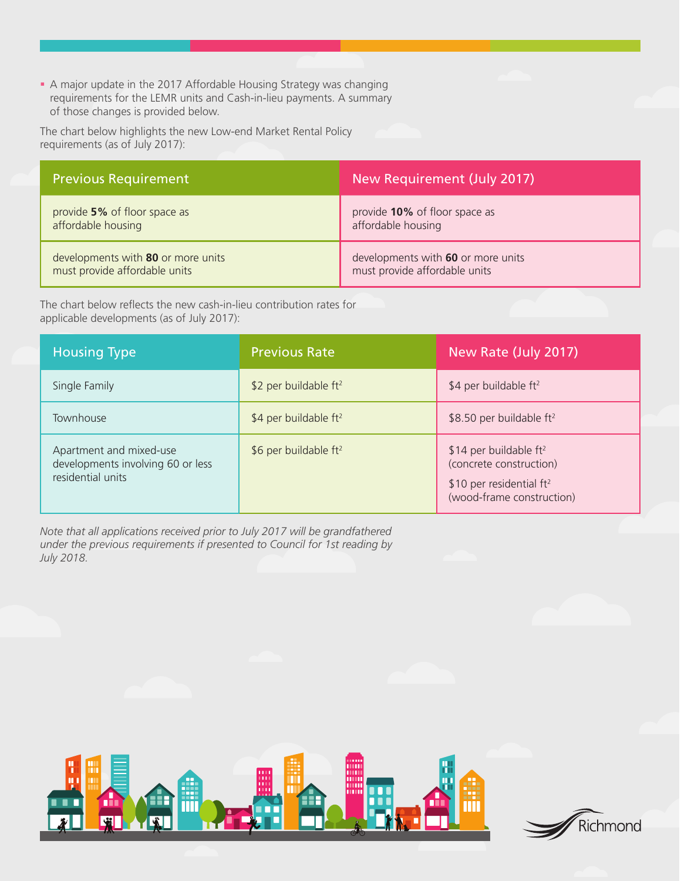- A major update in the 2017 Affordable Housing Strategy was changing requirements for the LEMR units and Cash-in-lieu payments. A summary of those changes is provided below.

The chart below highlights the new Low-end Market Rental Policy requirements (as of July 2017):

| Previous Requirement | New Requirement (July 2017) |
|---|---|
| provide **5%** of floor space as affordable housing | provide **10%** of floor space as affordable housing |
| developments with **80** or more units must provide affordable units | developments with **60** or more units must provide affordable units |

The chart below reflects the new cash-in-lieu contribution rates for applicable developments (as of July 2017):

| Housing Type | Previous Rate | New Rate (July 2017) |
|---|---|---|
| Single Family | $2 per buildable ft$^2$ | $4 per buildable ft$^2$ |
| Townhouse | $4 per buildable ft$^2$ | $8.50 per buildable ft$^2$ |
| Apartment and mixed-use developments involving 60 or less residential units | $6 per buildable ft$^2$ | $14 per buildable ft$^2$ (concrete construction)<br>$10 per residential ft$^2$ (wood-frame construction) |

*Note that all applications received prior to July 2017 will be grandfathered under the previous requirements if presented to Council for 1st reading by July 2018.*

Richmond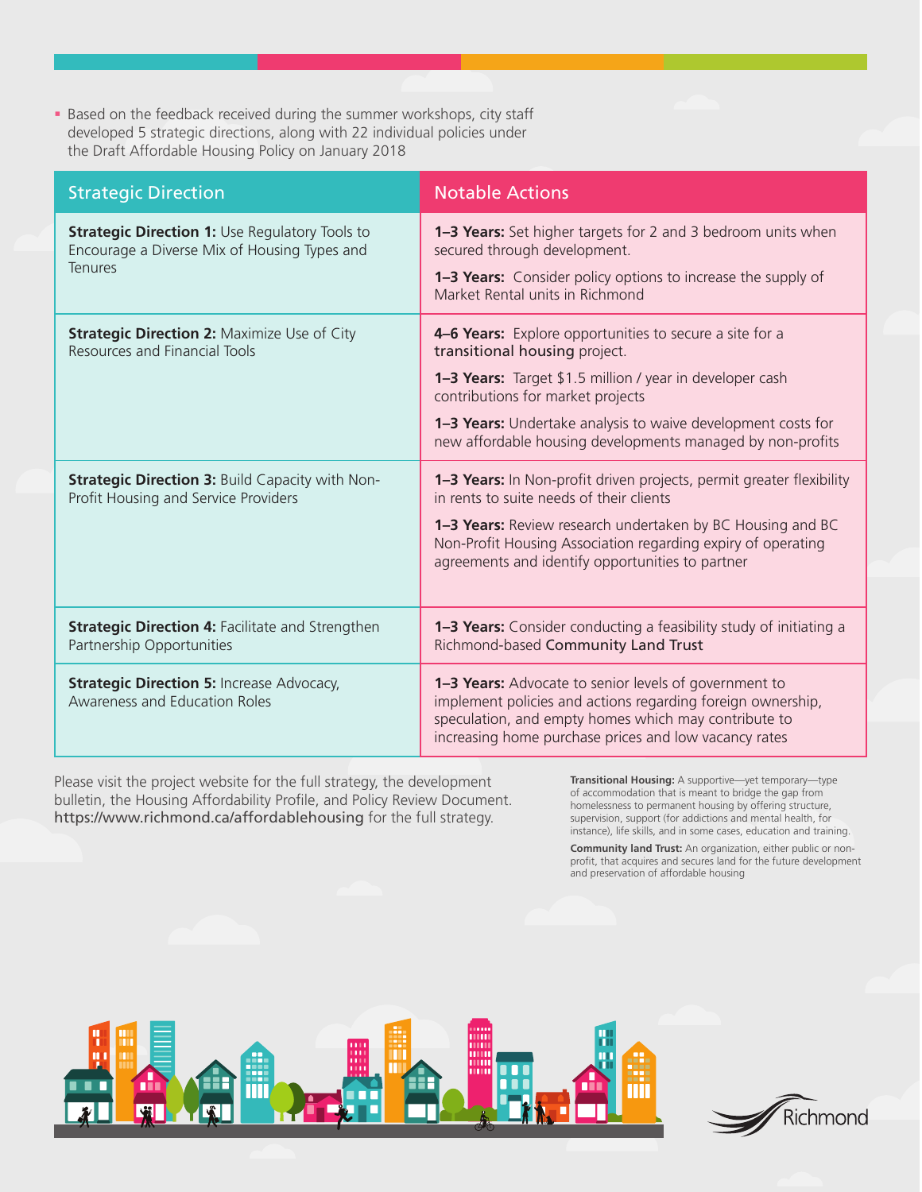- Based on the feedback received during the summer workshops, city staff developed 5 strategic directions, along with 22 individual policies under the Draft Affordable Housing Policy on January 2018

| Strategic Direction | Notable Actions |
| --- | --- |
| **Strategic Direction 1:** Use Regulatory Tools to Encourage a Diverse Mix of Housing Types and Tenures | **1–3 Years:** Set higher targets for 2 and 3 bedroom units when secured through development.<br>**1–3 Years:** Consider policy options to increase the supply of Market Rental units in Richmond |
| **Strategic Direction 2:** Maximize Use of City Resources and Financial Tools | **4–6 Years:** Explore opportunities to secure a site for a transitional housing project.<br>**1–3 Years:** Target $1.5 million / year in developer cash contributions for market projects<br>**1–3 Years:** Undertake analysis to waive development costs for new affordable housing developments managed by non-profits |
| **Strategic Direction 3:** Build Capacity with Non-Profit Housing and Service Providers | **1–3 Years:** In Non-profit driven projects, permit greater flexibility in rents to suite needs of their clients<br>**1–3 Years:** Review research undertaken by BC Housing and BC Non-Profit Housing Association regarding expiry of operating agreements and identify opportunities to partner |
| **Strategic Direction 4:** Facilitate and Strengthen Partnership Opportunities | **1–3 Years:** Consider conducting a feasibility study of initiating a Richmond-based Community Land Trust |
| **Strategic Direction 5:** Increase Advocacy, Awareness and Education Roles | **1–3 Years:** Advocate to senior levels of government to implement policies and actions regarding foreign ownership, speculation, and empty homes which may contribute to increasing home purchase prices and low vacancy rates |

Please visit the project website for the full strategy, the development bulletin, the Housing Affordability Profile, and Policy Review Document. https://www.richmond.ca/affordablehousing for the full strategy.

**Transitional Housing:** A supportive—yet temporary—type of accommodation that is meant to bridge the gap from homelessness to permanent housing by offering structure, supervision, support (for addictions and mental health, for instance), life skills, and in some cases, education and training.

**Community land Trust:** An organization, either public or non-profit, that acquires and secures land for the future development and preservation of affordable housing

Richmond